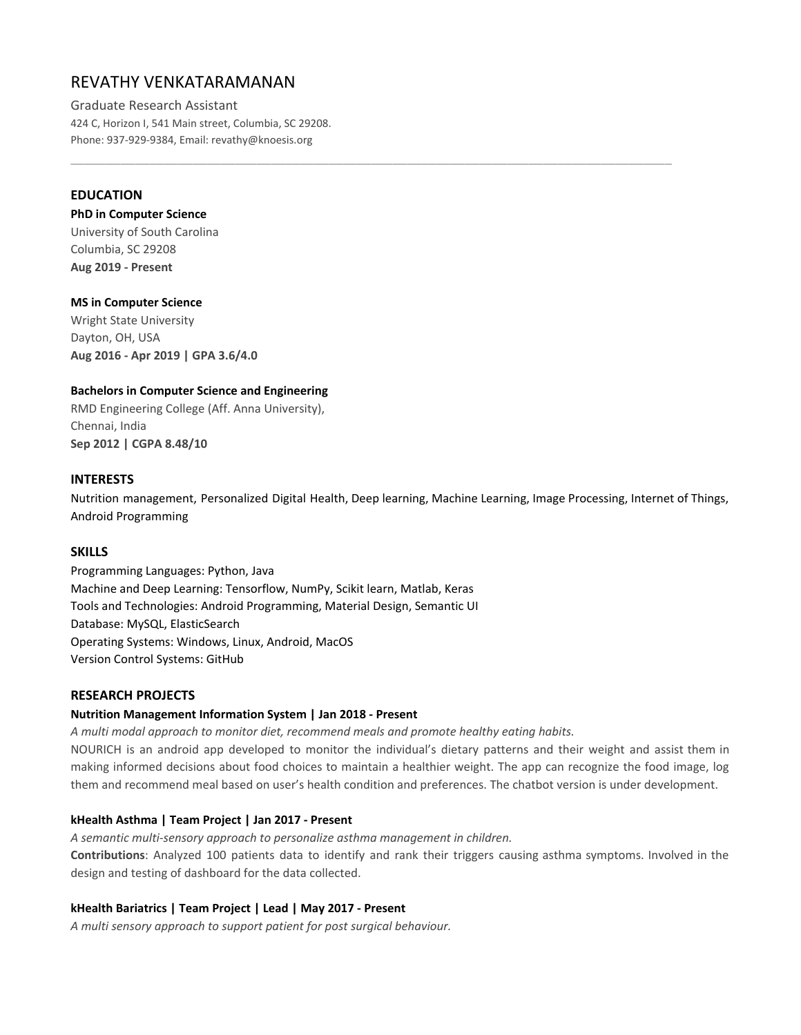# REVATHY VENKATARAMANAN

Graduate Research Assistant
424 C, Horizon I, 541 Main street, Columbia, SC 29208.
Phone: 937-929-9384, Email: revathy@knoesis.org

---

## EDUCATION

**PhD in Computer Science**
University of South Carolina
Columbia, SC 29208
**Aug 2019 - Present**

**MS in Computer Science**
Wright State University
Dayton, OH, USA
**Aug 2016 - Apr 2019 | GPA 3.6/4.0**

**Bachelors in Computer Science and Engineering**
RMD Engineering College (Aff. Anna University),
Chennai, India
**Sep 2012 | CGPA 8.48/10**

## INTERESTS

Nutrition management, Personalized Digital Health, Deep learning, Machine Learning, Image Processing, Internet of Things, Android Programming

## SKILLS

Programming Languages: Python, Java
Machine and Deep Learning: Tensorflow, NumPy, Scikit learn, Matlab, Keras
Tools and Technologies: Android Programming, Material Design, Semantic UI
Database: MySQL, ElasticSearch
Operating Systems: Windows, Linux, Android, MacOS
Version Control Systems: GitHub

## RESEARCH PROJECTS

**Nutrition Management Information System | Jan 2018 - Present**
*A multi modal approach to monitor diet, recommend meals and promote healthy eating habits.*
NOURICH is an android app developed to monitor the individual's dietary patterns and their weight and assist them in making informed decisions about food choices to maintain a healthier weight. The app can recognize the food image, log them and recommend meal based on user's health condition and preferences. The chatbot version is under development.

**kHealth Asthma | Team Project | Jan 2017 - Present**
*A semantic multi-sensory approach to personalize asthma management in children.*
**Contributions**: Analyzed 100 patients data to identify and rank their triggers causing asthma symptoms. Involved in the design and testing of dashboard for the data collected.

**kHealth Bariatrics | Team Project | Lead | May 2017 - Present**
*A multi sensory approach to support patient for post surgical behaviour.*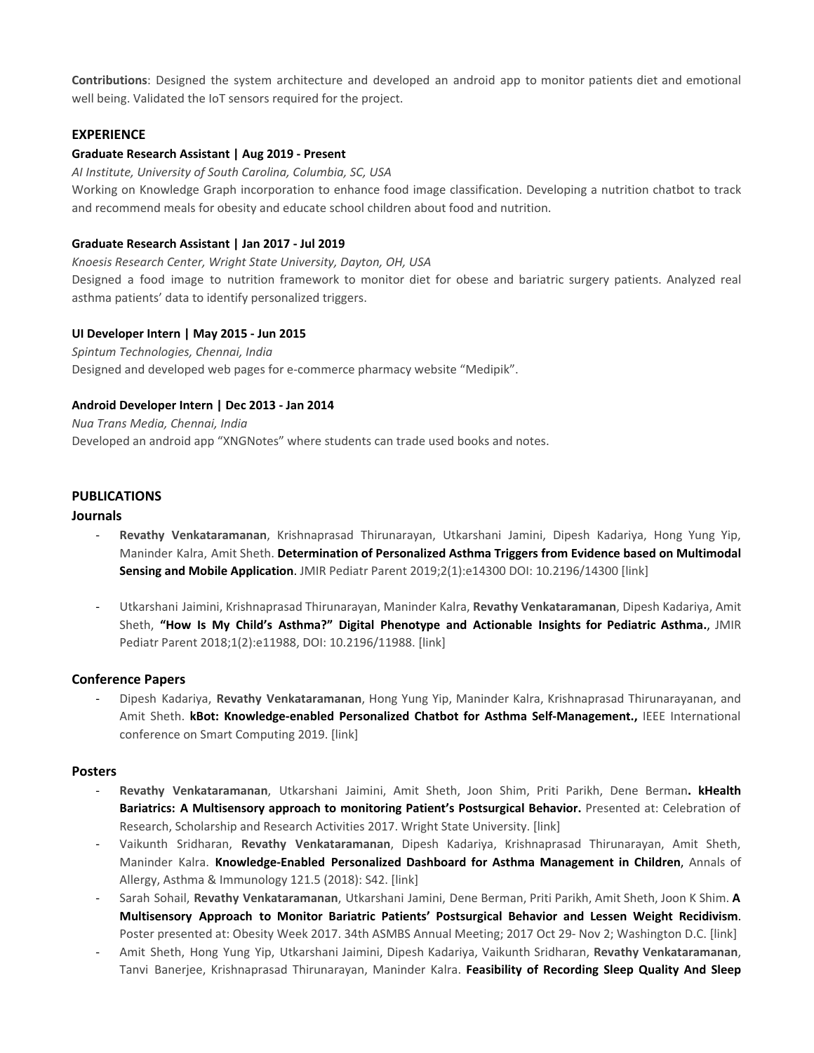**Contributions**: Designed the system architecture and developed an android app to monitor patients diet and emotional well being. Validated the IoT sensors required for the project.

## EXPERIENCE

**Graduate Research Assistant | Aug 2019 - Present**

*AI Institute, University of South Carolina, Columbia, SC, USA*

Working on Knowledge Graph incorporation to enhance food image classification. Developing a nutrition chatbot to track and recommend meals for obesity and educate school children about food and nutrition.

**Graduate Research Assistant | Jan 2017 - Jul 2019**

*Knoesis Research Center, Wright State University, Dayton, OH, USA*

Designed a food image to nutrition framework to monitor diet for obese and bariatric surgery patients. Analyzed real asthma patients' data to identify personalized triggers.

**UI Developer Intern | May 2015 - Jun 2015**

*Spintum Technologies, Chennai, India*

Designed and developed web pages for e-commerce pharmacy website "Medipik".

**Android Developer Intern | Dec 2013 - Jan 2014**

*Nua Trans Media, Chennai, India*

Developed an android app "XNGNotes" where students can trade used books and notes.

## PUBLICATIONS

### Journals

- **Revathy Venkataramanan**, Krishnaprasad Thirunarayan, Utkarshani Jamini, Dipesh Kadariya, Hong Yung Yip, Maninder Kalra, Amit Sheth. **Determination of Personalized Asthma Triggers from Evidence based on Multimodal Sensing and Mobile Application**. JMIR Pediatr Parent 2019;2(1):e14300 DOI: 10.2196/14300 [link]

- Utkarshani Jaimini, Krishnaprasad Thirunarayan, Maninder Kalra, **Revathy Venkataramanan**, Dipesh Kadariya, Amit Sheth, **"How Is My Child's Asthma?" Digital Phenotype and Actionable Insights for Pediatric Asthma.**, JMIR Pediatr Parent 2018;1(2):e11988, DOI: 10.2196/11988. [link]

### Conference Papers

- Dipesh Kadariya, **Revathy Venkataramanan**, Hong Yung Yip, Maninder Kalra, Krishnaprasad Thirunarayanan, and Amit Sheth. **kBot: Knowledge-enabled Personalized Chatbot for Asthma Self-Management.,** IEEE International conference on Smart Computing 2019. [link]

### Posters

- **Revathy Venkataramanan**, Utkarshani Jaimini, Amit Sheth, Joon Shim, Priti Parikh, Dene Berman**. kHealth Bariatrics: A Multisensory approach to monitoring Patient's Postsurgical Behavior.** Presented at: Celebration of Research, Scholarship and Research Activities 2017. Wright State University. [link]
- Vaikunth Sridharan, **Revathy Venkataramanan**, Dipesh Kadariya, Krishnaprasad Thirunarayan, Amit Sheth, Maninder Kalra. **Knowledge-Enabled Personalized Dashboard for Asthma Management in Children**, Annals of Allergy, Asthma & Immunology 121.5 (2018): S42. [link]
- Sarah Sohail, **Revathy Venkataramanan**, Utkarshani Jamini, Dene Berman, Priti Parikh, Amit Sheth, Joon K Shim. **A Multisensory Approach to Monitor Bariatric Patients' Postsurgical Behavior and Lessen Weight Recidivism**. Poster presented at: Obesity Week 2017. 34th ASMBS Annual Meeting; 2017 Oct 29- Nov 2; Washington D.C. [link]
- Amit Sheth, Hong Yung Yip, Utkarshani Jaimini, Dipesh Kadariya, Vaikunth Sridharan, **Revathy Venkataramanan**, Tanvi Banerjee, Krishnaprasad Thirunarayan, Maninder Kalra. **Feasibility of Recording Sleep Quality And Sleep**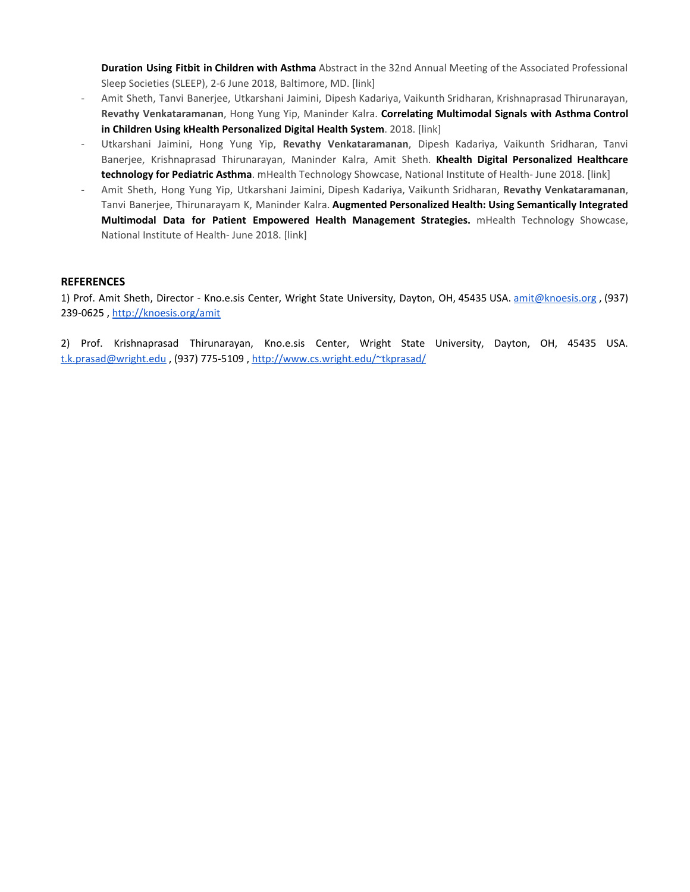**Duration Using Fitbit in Children with Asthma** Abstract in the 32nd Annual Meeting of the Associated Professional Sleep Societies (SLEEP), 2-6 June 2018, Baltimore, MD. [link]

- Amit Sheth, Tanvi Banerjee, Utkarshani Jaimini, Dipesh Kadariya, Vaikunth Sridharan, Krishnaprasad Thirunarayan, **Revathy Venkataramanan**, Hong Yung Yip, Maninder Kalra. **Correlating Multimodal Signals with Asthma Control in Children Using kHealth Personalized Digital Health System**. 2018. [link]
- Utkarshani Jaimini, Hong Yung Yip, **Revathy Venkataramanan**, Dipesh Kadariya, Vaikunth Sridharan, Tanvi Banerjee, Krishnaprasad Thirunarayan, Maninder Kalra, Amit Sheth. **Khealth Digital Personalized Healthcare technology for Pediatric Asthma**. mHealth Technology Showcase, National Institute of Health- June 2018. [link]
- Amit Sheth, Hong Yung Yip, Utkarshani Jaimini, Dipesh Kadariya, Vaikunth Sridharan, **Revathy Venkataramanan**, Tanvi Banerjee, Thirunarayam K, Maninder Kalra. **Augmented Personalized Health: Using Semantically Integrated Multimodal Data for Patient Empowered Health Management Strategies.** mHealth Technology Showcase, National Institute of Health- June 2018. [link]

## REFERENCES

1) Prof. Amit Sheth, Director - Kno.e.sis Center, Wright State University, Dayton, OH, 45435 USA. amit@knoesis.org , (937) 239-0625 , http://knoesis.org/amit

2) Prof. Krishnaprasad Thirunarayan, Kno.e.sis Center, Wright State University, Dayton, OH, 45435 USA. t.k.prasad@wright.edu , (937) 775-5109 , http://www.cs.wright.edu/~tkprasad/